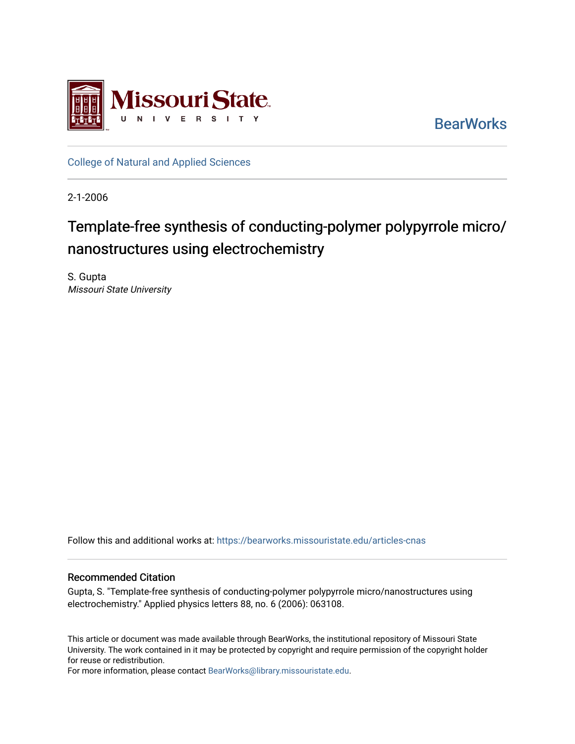Missouri State University

BearWorks

College of Natural and Applied Sciences

2-1-2006

# Template-free synthesis of conducting-polymer polypyrrole micro/nanostructures using electrochemistry

S. Gupta
*Missouri State University*

Follow this and additional works at: https://bearworks.missouristate.edu/articles-cnas

## Recommended Citation

Gupta, S. "Template-free synthesis of conducting-polymer polypyrrole micro/nanostructures using electrochemistry." Applied physics letters 88, no. 6 (2006): 063108.

This article or document was made available through BearWorks, the institutional repository of Missouri State University. The work contained in it may be protected by copyright and require permission of the copyright holder for reuse or redistribution.
For more information, please contact BearWorks@library.missouristate.edu.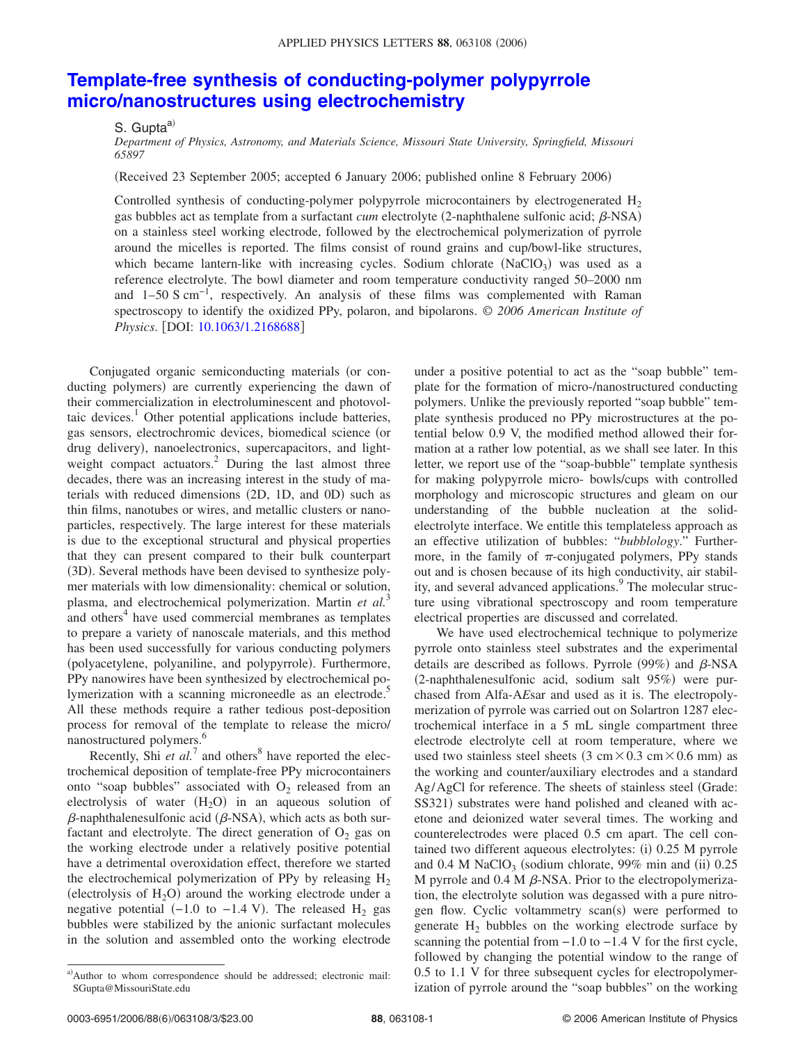# Template-free synthesis of conducting-polymer polypyrrole micro/nanostructures using electrochemistry

S. Gupta[a]

*Department of Physics, Astronomy, and Materials Science, Missouri State University, Springfield, Missouri 65897*

(Received 23 September 2005; accepted 6 January 2006; published online 8 February 2006)

Controlled synthesis of conducting-polymer polypyrrole microcontainers by electrogenerated $H_2$ gas bubbles act as template from a surfactant *cum* electrolyte (2-naphthalene sulfonic acid; $\beta$-NSA) on a stainless steel working electrode, followed by the electrochemical polymerization of pyrrole around the micelles is reported. The films consist of round grains and cup/bowl-like structures, which became lantern-like with increasing cycles. Sodium chlorate ($NaClO_3$) was used as a reference electrolyte. The bowl diameter and room temperature conductivity ranged 50–2000 nm and 1–50 S $cm^{-1}$, respectively. An analysis of these films was complemented with Raman spectroscopy to identify the oxidized PPy, polaron, and bipolarons. © *2006 American Institute of Physics*. [DOI: 10.1063/1.2168688]

Conjugated organic semiconducting materials (or conducting polymers) are currently experiencing the dawn of their commercialization in electroluminescent and photovoltaic devices.[1] Other potential applications include batteries, gas sensors, electrochromic devices, biomedical science (or drug delivery), nanoelectronics, supercapacitors, and lightweight compact actuators.[2] During the last almost three decades, there was an increasing interest in the study of materials with reduced dimensions (2D, 1D, and 0D) such as thin films, nanotubes or wires, and metallic clusters or nanoparticles, respectively. The large interest for these materials is due to the exceptional structural and physical properties that they can present compared to their bulk counterpart (3D). Several methods have been devised to synthesize polymer materials with low dimensionality: chemical or solution, plasma, and electrochemical polymerization. Martin *et al.*[3] and others[4] have used commercial membranes as templates to prepare a variety of nanoscale materials, and this method has been used successfully for various conducting polymers (polyacetylene, polyaniline, and polypyrrole). Furthermore, PPy nanowires have been synthesized by electrochemical polymerization with a scanning microneedle as an electrode.[5] All these methods require a rather tedious post-deposition process for removal of the template to release the micro/nanostructured polymers.[6]

Recently, Shi *et al.*[7] and others[8] have reported the electrochemical deposition of template-free PPy microcontainers onto "soap bubbles" associated with $O_2$ released from an electrolysis of water ($H_2O$) in an aqueous solution of $\beta$-naphthalenesulfonic acid ($\beta$-NSA), which acts as both surfactant and electrolyte. The direct generation of $O_2$ gas on the working electrode under a relatively positive potential have a detrimental overoxidation effect, therefore we started the electrochemical polymerization of PPy by releasing $H_2$ (electrolysis of $H_2O$) around the working electrode under a negative potential (−1.0 to −1.4 V). The released $H_2$ gas bubbles were stabilized by the anionic surfactant molecules in the solution and assembled onto the working electrode under a positive potential to act as the "soap bubble" template for the formation of micro-/nanostructured conducting polymers. Unlike the previously reported "soap bubble" template synthesis produced no PPy microstructures at the potential below 0.9 V, the modified method allowed their formation at a rather low potential, as we shall see later. In this letter, we report use of the "soap-bubble" template synthesis for making polypyrrole micro- bowls/cups with controlled morphology and microscopic structures and gleam on our understanding of the bubble nucleation at the solid-electrolyte interface. We entitle this templateless approach as an effective utilization of bubbles: "*bubblology*." Furthermore, in the family of $\pi$-conjugated polymers, PPy stands out and is chosen because of its high conductivity, air stability, and several advanced applications.[9] The molecular structure using vibrational spectroscopy and room temperature electrical properties are discussed and correlated.

We have used electrochemical technique to polymerize pyrrole onto stainless steel substrates and the experimental details are described as follows. Pyrrole (99%) and $\beta$-NSA (2-naphthalenesulfonic acid, sodium salt 95%) were purchased from Alfa-A*E*sar and used as it is. The electropolymerization of pyrrole was carried out on Solartron 1287 electrochemical interface in a 5 mL single compartment three electrode electrolyte cell at room temperature, where we used two stainless steel sheets (3 cm × 0.3 cm × 0.6 mm) as the working and counter/auxiliary electrodes and a standard Ag/AgCl for reference. The sheets of stainless steel (Grade: SS321) substrates were hand polished and cleaned with acetone and deionized water several times. The working and counterelectrodes were placed 0.5 cm apart. The cell contained two different aqueous electrolytes: (i) 0.25 M pyrrole and 0.4 M $NaClO_3$ (sodium chlorate, 99% min and (ii) 0.25 M pyrrole and 0.4 M $\beta$-NSA. Prior to the electropolymerization, the electrolyte solution was degassed with a pure nitrogen flow. Cyclic voltammetry scan(s) were performed to generate $H_2$ bubbles on the working electrode surface by scanning the potential from −1.0 to −1.4 V for the first cycle, followed by changing the potential window to the range of 0.5 to 1.1 V for three subsequent cycles for electropolymerization of pyrrole around the "soap bubbles" on the working

[a]Author to whom correspondence should be addressed; electronic mail: SGupta@MissouriState.edu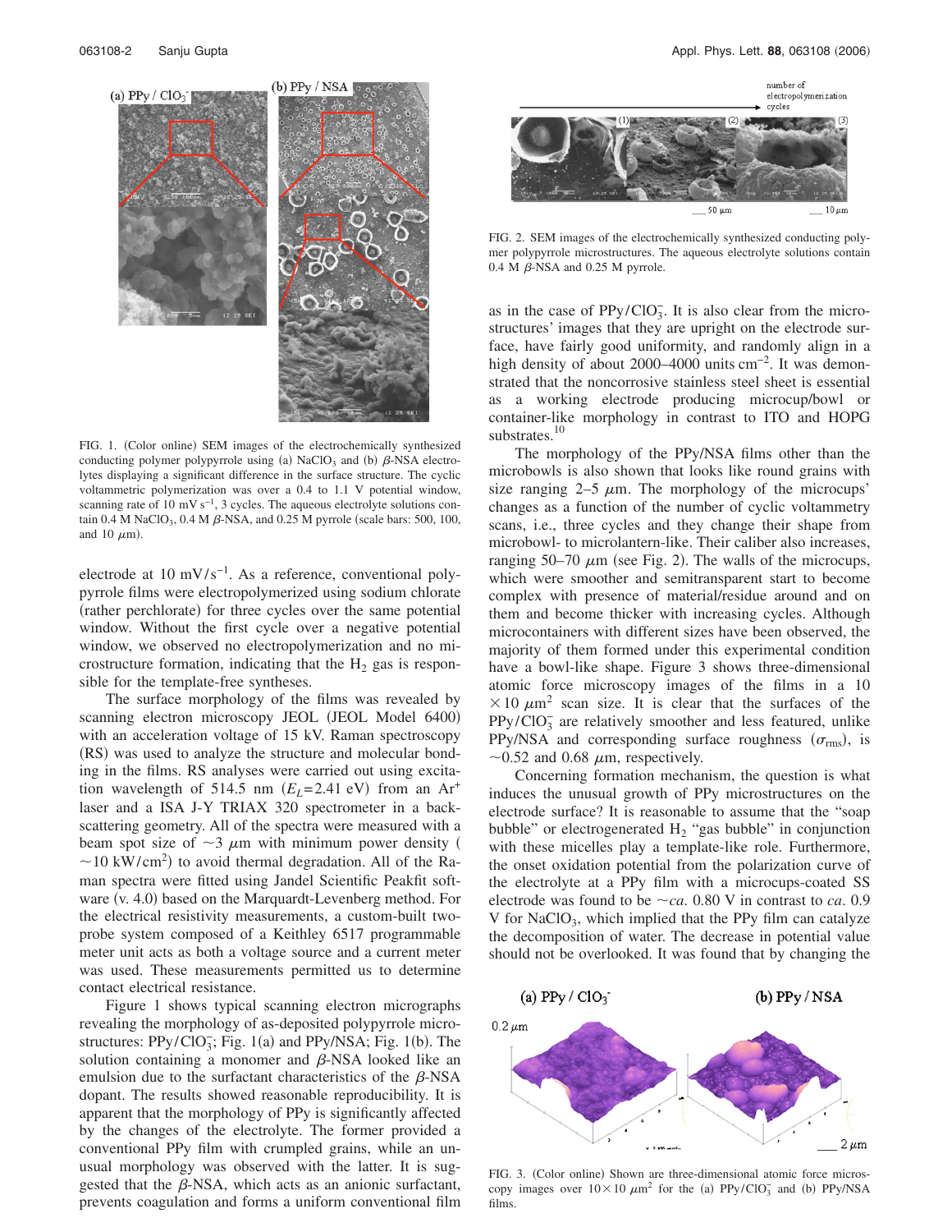FIG. 1. (Color online) SEM images of the electrochemically synthesized conducting polymer polypyrrole using (a) $NaClO_3$ and (b) β-NSA electrolytes displaying a significant difference in the surface structure. The cyclic voltammetric polymerization was over a 0.4 to 1.1 V potential window, scanning rate of 10 mV $s^{-1}$, 3 cycles. The aqueous electrolyte solutions contain 0.4 M $NaClO_3$, 0.4 M β-NSA, and 0.25 M pyrrole (scale bars: 500, 100, and 10 μm).

electrode at 10 mV/$s^{-1}$. As a reference, conventional polypyrrole films were electropolymerized using sodium chlorate (rather perchlorate) for three cycles over the same potential window. Without the first cycle over a negative potential window, we observed no electropolymerization and no microstructure formation, indicating that the $H_2$ gas is responsible for the template-free syntheses.

The surface morphology of the films was revealed by scanning electron microscopy JEOL (JEOL Model 6400) with an acceleration voltage of 15 kV. Raman spectroscopy (RS) was used to analyze the structure and molecular bonding in the films. RS analyses were carried out using excitation wavelength of 514.5 nm ($E_L$=2.41 eV) from an $Ar^+$ laser and a ISA J-Y TRIAX 320 spectrometer in a backscattering geometry. All of the spectra were measured with a beam spot size of ~3 μm with minimum power density (~10 kW/$cm^2$) to avoid thermal degradation. All of the Raman spectra were fitted using Jandel Scientific Peakfit software (v. 4.0) based on the Marquardt-Levenberg method. For the electrical resistivity measurements, a custom-built two-probe system composed of a Keithley 6517 programmable meter unit acts as both a voltage source and a current meter was used. These measurements permitted us to determine contact electrical resistance.

Figure 1 shows typical scanning electron micrographs revealing the morphology of as-deposited polypyrrole microstructures: PPy/$ClO_3^-$; Fig. 1(a) and PPy/NSA; Fig. 1(b). The solution containing a monomer and β-NSA looked like an emulsion due to the surfactant characteristics of the β-NSA dopant. The results showed reasonable reproducibility. It is apparent that the morphology of PPy is significantly affected by the changes of the electrolyte. The former provided a conventional PPy film with crumpled grains, while an unusual morphology was observed with the latter. It is suggested that the β-NSA, which acts as an anionic surfactant, prevents coagulation and forms a uniform conventional film as in the case of PPy/$ClO_3^-$. It is also clear from the microstructures' images that they are upright on the electrode surface, have fairly good uniformity, and randomly align in a high density of about 2000–4000 units $cm^{-2}$. It was demonstrated that the noncorrosive stainless steel sheet is essential as a working electrode producing microcup/bowl or container-like morphology in contrast to ITO and HOPG substrates.[10]

FIG. 2. SEM images of the electrochemically synthesized conducting polymer polypyrrole microstructures. The aqueous electrolyte solutions contain 0.4 M β-NSA and 0.25 M pyrrole.

The morphology of the PPy/NSA films other than the microbowls is also shown that looks like round grains with size ranging 2–5 μm. The morphology of the microcups' changes as a function of the number of cyclic voltammetry scans, i.e., three cycles and they change their shape from microbowl- to microlantern-like. Their caliber also increases, ranging 50–70 μm (see Fig. 2). The walls of the microcups, which were smoother and semitransparent start to become complex with presence of material/residue around and on them and become thicker with increasing cycles. Although microcontainers with different sizes have been observed, the majority of them formed under this experimental condition have a bowl-like shape. Figure 3 shows three-dimensional atomic force microscopy images of the films in a 10 × 10 $\mu m^2$ scan size. It is clear that the surfaces of the PPy/$ClO_3^-$ are relatively smoother and less featured, unlike PPy/NSA and corresponding surface roughness ($\sigma_{rms}$), is ~0.52 and 0.68 μm, respectively.

Concerning formation mechanism, the question is what induces the unusual growth of PPy microstructures on the electrode surface? It is reasonable to assume that the "soap bubble" or electrogenerated $H_2$ "gas bubble" in conjunction with these micelles play a template-like role. Furthermore, the onset oxidation potential from the polarization curve of the electrolyte at a PPy film with a microcups-coated SS electrode was found to be ~*ca*. 0.80 V in contrast to *ca*. 0.9 V for $NaClO_3$, which implied that the PPy film can catalyze the decomposition of water. The decrease in potential value should not be overlooked. It was found that by changing the

FIG. 3. (Color online) Shown are three-dimensional atomic force microscopy images over 10 × 10 $\mu m^2$ for the (a) PPy/$ClO_3^-$ and (b) PPy/NSA films.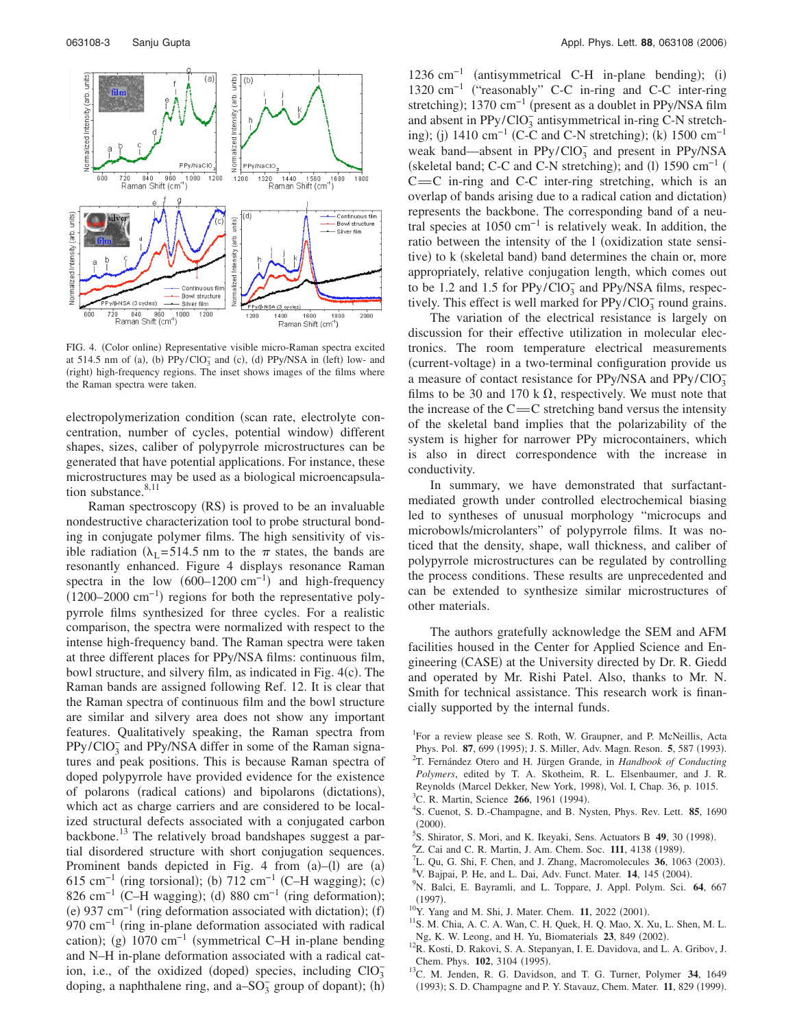(a)

film

Normalized Intensity (arb. units)

PPy/NaClO$_4$

600 720 840 960 1080 1200

Raman Shift (cm$^{-1}$)

(b)

Normalized Intensity (arb. units)

PPy/NaClO$_4$

1200 1320 1440 1560 1680 1800

Raman Shift (cm$^{-1}$)

(c)

silver

bowl

film

Normalized Intensity (arb. units)

Continuous film

Bowl structure

Silver film

PPy/β-NSA (3 cycles)

600 720 840 960 1080 1200

Raman Shift (cm$^{-1}$)

(d)

Continuous film

Bowl structure

Silver film

Normalized Intensity (arb. units)

PPy/β-NSA (3 cycles)

1200 1400 1600 1800 2000

Raman Shift (cm$^{-1}$)

FIG. 4. (Color online) Representative visible micro-Raman spectra excited at 514.5 nm of (a), (b) PPy/$ClO_3^-$ and (c), (d) PPy/NSA in (left) low- and (right) high-frequency regions. The inset shows images of the films where the Raman spectra were taken.

electropolymerization condition (scan rate, electrolyte concentration, number of cycles, potential window) different shapes, sizes, caliber of polypyrrole microstructures can be generated that have potential applications. For instance, these microstructures may be used as a biological microencapsulation substance.[8,11]

Raman spectroscopy (RS) is proved to be an invaluable nondestructive characterization tool to probe structural bonding in conjugate polymer films. The high sensitivity of visible radiation ($\lambda_L$=514.5 nm to the $\pi$ states, the bands are resonantly enhanced. Figure 4 displays resonance Raman spectra in the low (600–1200 cm$^{-1}$) and high-frequency (1200–2000 cm$^{-1}$) regions for both the representative polypyrrole films synthesized for three cycles. For a realistic comparison, the spectra were normalized with respect to the intense high-frequency band. The Raman spectra were taken at three different places for PPy/NSA films: continuous film, bowl structure, and silvery film, as indicated in Fig. 4(c). The Raman bands are assigned following Ref. 12. It is clear that the Raman spectra of continuous film and the bowl structure are similar and silvery area does not show any important features. Qualitatively speaking, the Raman spectra from PPy/$ClO_3^-$ and PPy/NSA differ in some of the Raman signatures and peak positions. This is because Raman spectra of doped polypyrrole have provided evidence for the existence of polarons (radical cations) and bipolarons (dictations), which act as charge carriers and are considered to be localized structural defects associated with a conjugated carbon backbone.[13] The relatively broad bandshapes suggest a partial disordered structure with short conjugation sequences. Prominent bands depicted in Fig. 4 from (a)–(l) are (a) 615 cm$^{-1}$ (ring torsional); (b) 712 cm$^{-1}$ (C–H wagging); (c) 826 cm$^{-1}$ (C–H wagging); (d) 880 cm$^{-1}$ (ring deformation); (e) 937 cm$^{-1}$ (ring deformation associated with dictation); (f) 970 cm$^{-1}$ (ring in-plane deformation associated with radical cation); (g) 1070 cm$^{-1}$ (symmetrical C–H in-plane bending and N–H in-plane deformation associated with a radical cation, i.e., of the oxidized (doped) species, including $ClO_3^-$ doping, a naphthalene ring, and a–$SO_3^-$ group of dopant); (h) 1236 cm$^{-1}$ (antisymmetrical C-H in-plane bending); (i) 1320 cm$^{-1}$ ("reasonably" C-C in-ring and C-C inter-ring stretching); 1370 cm$^{-1}$ (present as a doublet in PPy/NSA film and absent in PPy/$ClO_3^-$ antisymmetrical in-ring C-N stretching); (j) 1410 cm$^{-1}$ (C-C and C-N stretching); (k) 1500 cm$^{-1}$ weak band—absent in PPy/$ClO_3^-$ and present in PPy/NSA (skeletal band; C-C and C-N stretching); and (l) 1590 cm$^{-1}$ ( C=C in-ring and C-C inter-ring stretching, which is an overlap of bands arising due to a radical cation and dictation) represents the backbone. The corresponding band of a neutral species at 1050 cm$^{-1}$ is relatively weak. In addition, the ratio between the intensity of the l (oxidization state sensitive) to k (skeletal band) determines the chain or, more appropriately, relative conjugation length, which comes out to be 1.2 and 1.5 for PPy/$ClO_3^-$ and PPy/NSA films, respectively. This effect is well marked for PPy/$ClO_3^-$ round grains.

The variation of the electrical resistance is largely on discussion for their effective utilization in molecular electronics. The room temperature electrical measurements (current-voltage) in a two-terminal configuration provide us a measure of contact resistance for PPy/NSA and PPy/$ClO_3^-$ films to be 30 and 170 k $\Omega$, respectively. We must note that the increase of the C=C stretching band versus the intensity of the skeletal band implies that the polarizability of the system is higher for narrower PPy microcontainers, which is also in direct correspondence with the increase in conductivity.

In summary, we have demonstrated that surfactant-mediated growth under controlled electrochemical biasing led to syntheses of unusual morphology "microcups and microbowls/microlanters" of polypyrrole films. It was noticed that the density, shape, wall thickness, and caliber of polypyrrole microstructures can be regulated by controlling the process conditions. These results are unprecedented and can be extended to synthesize similar microstructures of other materials.

The authors gratefully acknowledge the SEM and AFM facilities housed in the Center for Applied Science and Engineering (CASE) at the University directed by Dr. R. Giedd and operated by Mr. Rishi Patel. Also, thanks to Mr. N. Smith for technical assistance. This research work is financially supported by the internal funds.

[1] For a review please see S. Roth, W. Graupner, and P. McNeillis, Acta Phys. Pol. **87**, 699 (1995); J. S. Miller, Adv. Magn. Reson. **5**, 587 (1993).

[2] T. Fernández Otero and H. Jürgen Grande, in *Handbook of Conducting Polymers*, edited by T. A. Skotheim, R. L. Elsenbaumer, and J. R. Reynolds (Marcel Dekker, New York, 1998), Vol. I, Chap. 36, p. 1015.

[3] C. R. Martin, Science **266**, 1961 (1994).

[4] S. Cuenot, S. D.-Champagne, and B. Nysten, Phys. Rev. Lett. **85**, 1690 (2000).

[5] S. Shiratori, S. Mori, and K. Ikeyaki, Sens. Actuators B **49**, 30 (1998).

[6] Z. Cai and C. R. Martin, J. Am. Chem. Soc. **111**, 4138 (1989).

[7] L. Qu, G. Shi, F. Chen, and J. Zhang, Macromolecules **36**, 1063 (2003).

[8] V. Bajpai, P. He, and L. Dai, Adv. Funct. Mater. **14**, 145 (2004).

[9] N. Balci, E. Bayramli, and L. Toppare, J. Appl. Polym. Sci. **64**, 667 (1997).

[10] Y. Yang and M. Shi, J. Mater. Chem. **11**, 2022 (2001).

[11] S. M. Chia, A. C. A. Wan, C. H. Quek, H. Q. Mao, X. Xu, L. Shen, M. L. Ng, K. W. Leong, and H. Yu, Biomaterials **23**, 849 (2002).

[12] R. Kosti, D. Rakovi, S. A. Stepanyan, I. E. Davidova, and L. A. Gribov, J. Chem. Phys. **102**, 3104 (1995).

[13] C. M. Jenden, R. G. Davidson, and T. G. Turner, Polymer **34**, 1649 (1993); S. D. Champagne and P. Y. Stavaux, Chem. Mater. **11**, 829 (1999).